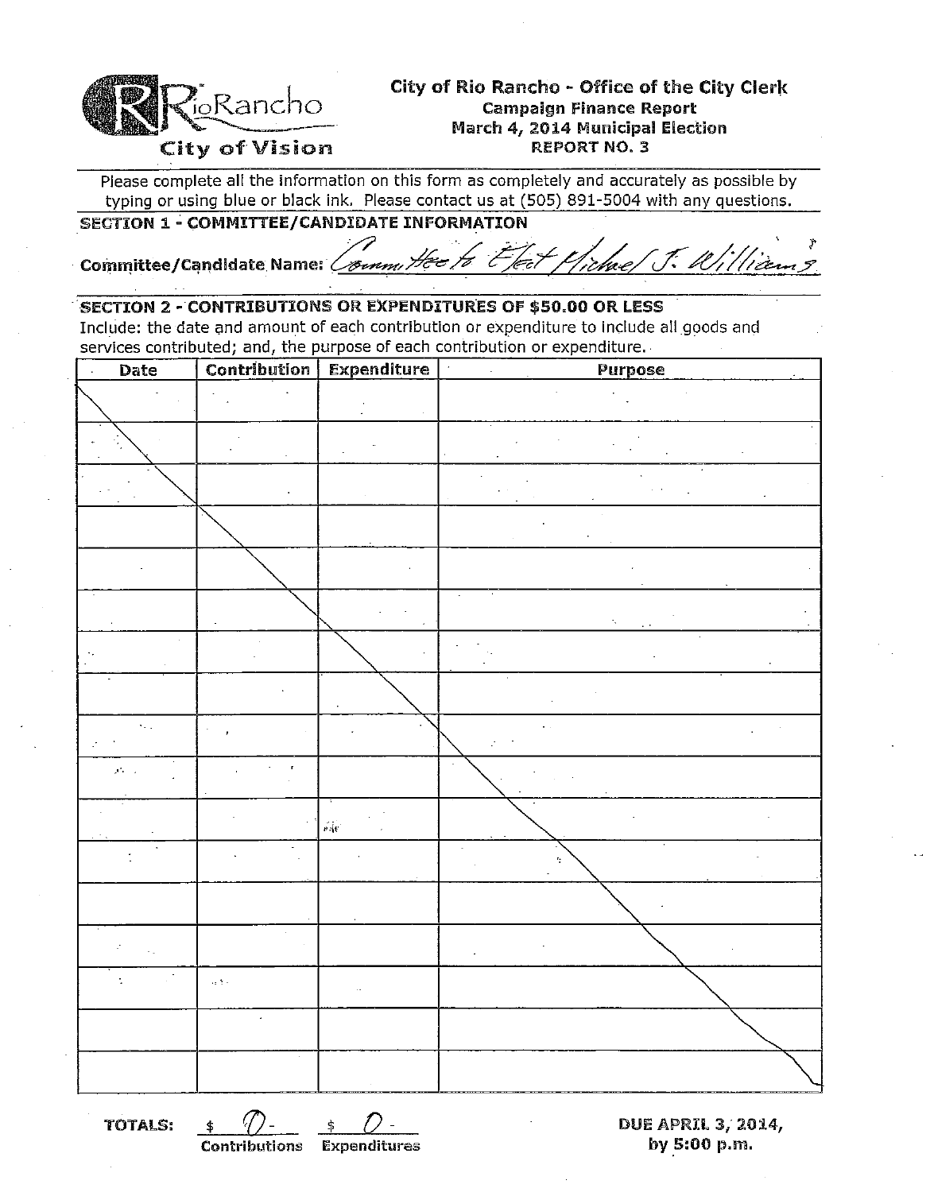# City of Rio Rancho - Office of the City Clerk

**Campaign Finance Report**
**March 4, 2014 Municipal Election**
**REPORT NO. 3**

Please complete all the information on this form as completely and accurately as possible by typing or using blue or black ink. Please contact us at (505) 891-5004 with any questions.

## SECTION 1 - COMMITTEE/CANDIDATE INFORMATION

**Committee/Candidate Name:** Committee to Elect Michael J. Williams

## SECTION 2 - CONTRIBUTIONS OR EXPENDITURES OF $50.00 OR LESS

Include: the date and amount of each contribution or expenditure to include all goods and services contributed; and, the purpose of each contribution or expenditure.

| Date | Contribution | Expenditure | Purpose |
|---|---|---|---|
| | | | |
| | | | |
| | | | |
| | | | |
| | | | |
| | | | |
| | | | |
| | | | |
| | | | |
| | | | |
| | | | |
| | | | |
| | | | |
| | | | |
| | | | |
| | | | |
| | | | |

**TOTALS:** $ 0 - (Contributions) $ 0 - (Expenditures)

**DUE APRIL 3, 2014, by 5:00 p.m.**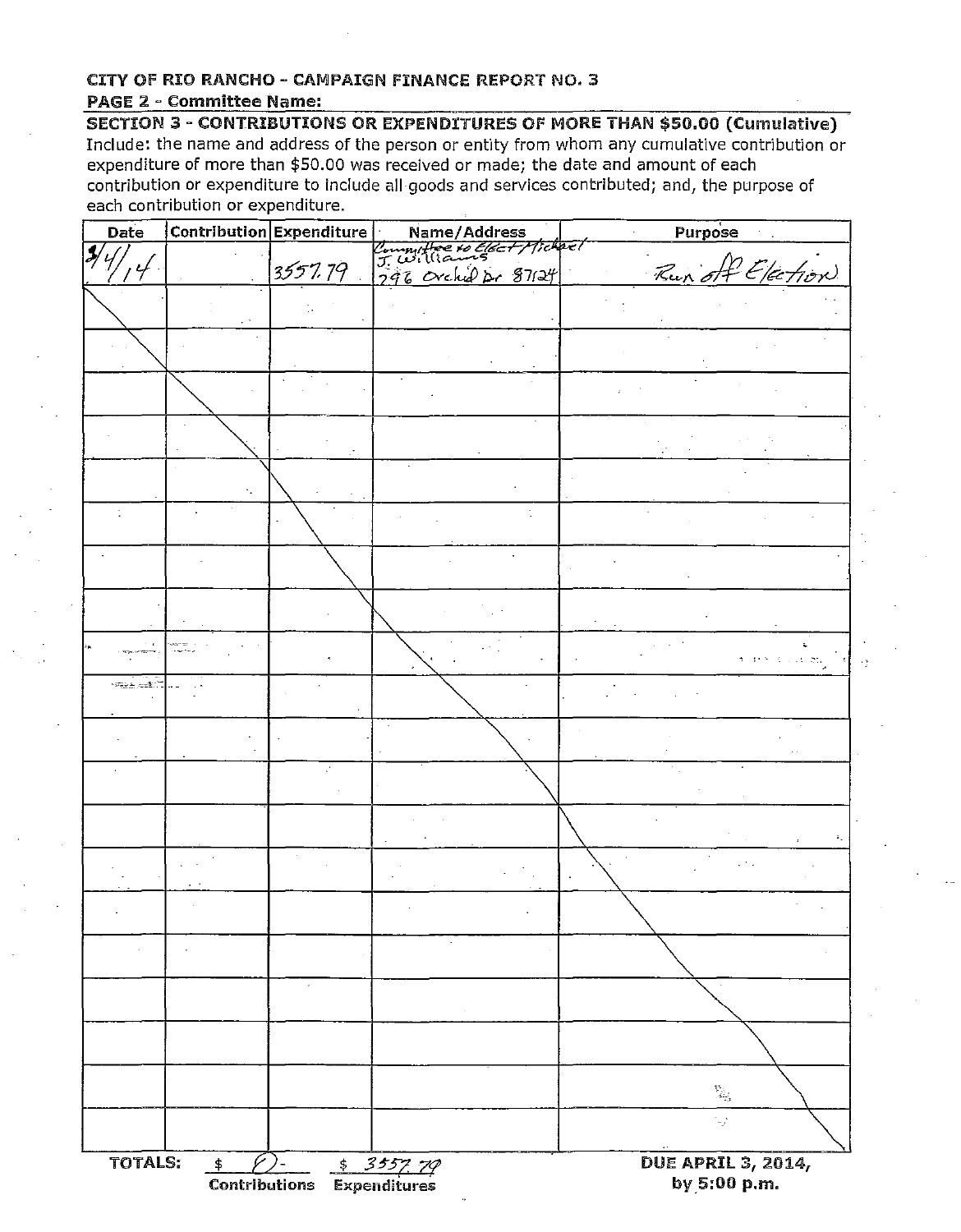**CITY OF RIO RANCHO - CAMPAIGN FINANCE REPORT NO. 3**

**PAGE 2 - Committee Name:**

**SECTION 3 - CONTRIBUTIONS OR EXPENDITURES OF MORE THAN $50.00 (Cumulative)**

Include: the name and address of the person or entity from whom any cumulative contribution or expenditure of more than $50.00 was received or made; the date and amount of each contribution or expenditure to include all goods and services contributed; and, the purpose of each contribution or expenditure.

| Date | Contribution | Expenditure | Name/Address | Purpose |
|---|---|---|---|---|
| 3/4/14 | | 3557.79 | Committee to Elect Michael J. Williams 796 Orchid Dr 87124 | Run off Election |
| | | | | |
| | | | | |
| | | | | |
| | | | | |
| | | | | |
| | | | | |
| | | | | |
| | | | | |
| | | | | |
| | | | | |
| | | | | |
| | | | | |
| | | | | |
| | | | | |
| | | | | |
| | | | | |
| | | | | |
| | | | | |
| | | | | |

**TOTALS:** $ -0- Contributions $ 3557.79 Expenditures

**DUE APRIL 3, 2014, by 5:00 p.m.**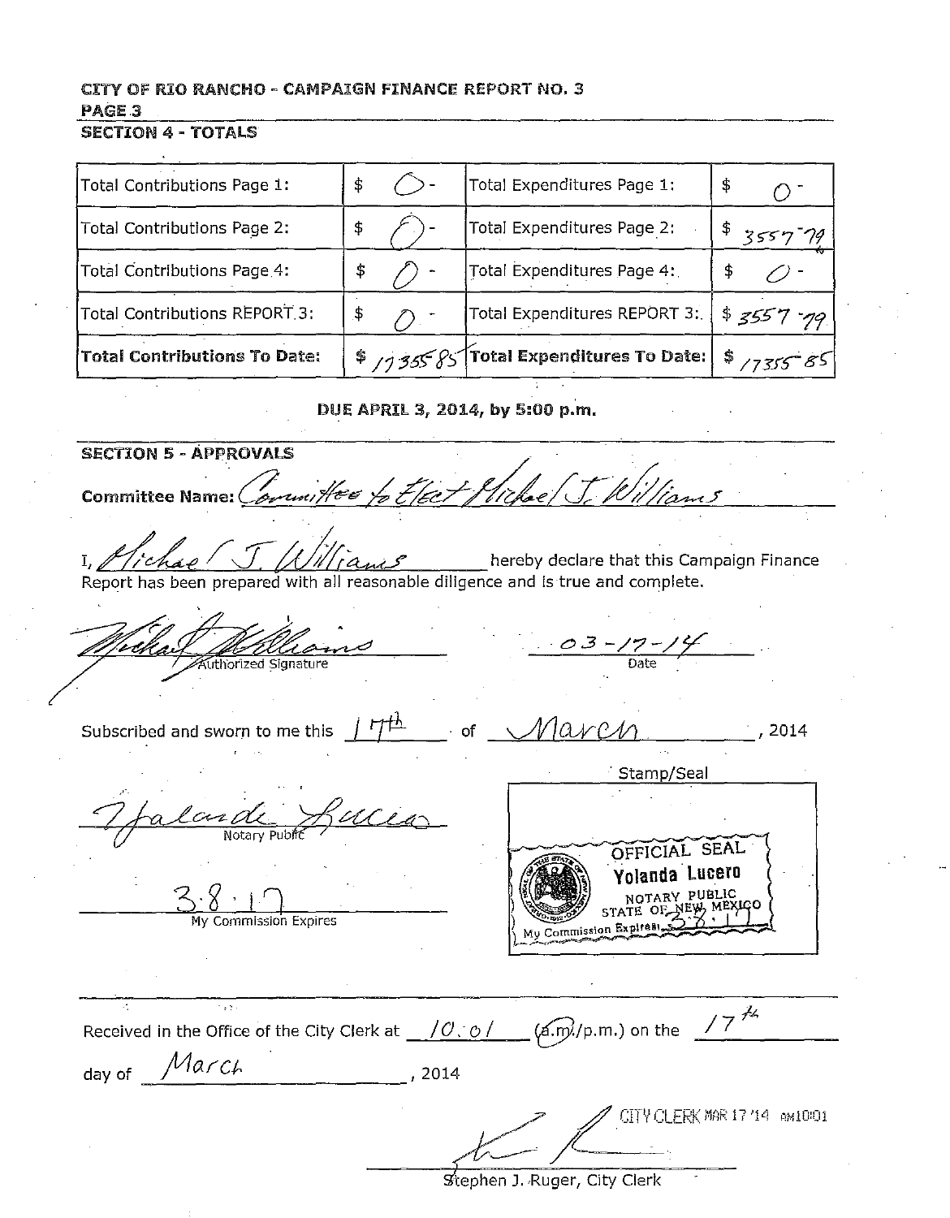CITY OF RIO RANCHO - CAMPAIGN FINANCE REPORT NO. 3

PAGE 3

## SECTION 4 - TOTALS

| | | | |
|---|---|---|---|
| Total Contributions Page 1: | $ 0- | Total Expenditures Page 1: | $ 0- |
| Total Contributions Page 2: | $ 0- | Total Expenditures Page 2: | $ 3557-79 |
| Total Contributions Page 4: | $ 0- | Total Expenditures Page 4: | $ 0- |
| Total Contributions REPORT 3: | $ 0- | Total Expenditures REPORT 3: | $ 3557-79 |
| **Total Contributions To Date:** | $ 17355-85 | **Total Expenditures To Date:** | $ 17355-85 |

**DUE APRIL 3, 2014, by 5:00 p.m.**

## SECTION 5 - APPROVALS

**Committee Name:** Committee to Elect Michael J. Williams

I, Michael J. Williams hereby declare that this Campaign Finance Report has been prepared with all reasonable diligence and is true and complete.

Michael Williams
Authorized Signature

03-17-14
Date

Subscribed and sworn to me this 17th of March, 2014

Yolanda Lucero
Notary Public

3.8.17
My Commission Expires

Stamp/Seal

OFFICIAL SEAL
Yolanda Lucero
NOTARY PUBLIC
STATE OF NEW MEXICO
My Commission Expires 3.8.17

Received in the Office of the City Clerk at 10:01 (a.m./p.m.) on the 17th day of March, 2014

CITY CLERK MAR 17 '14 AM10:01

Stephen J. Ruger, City Clerk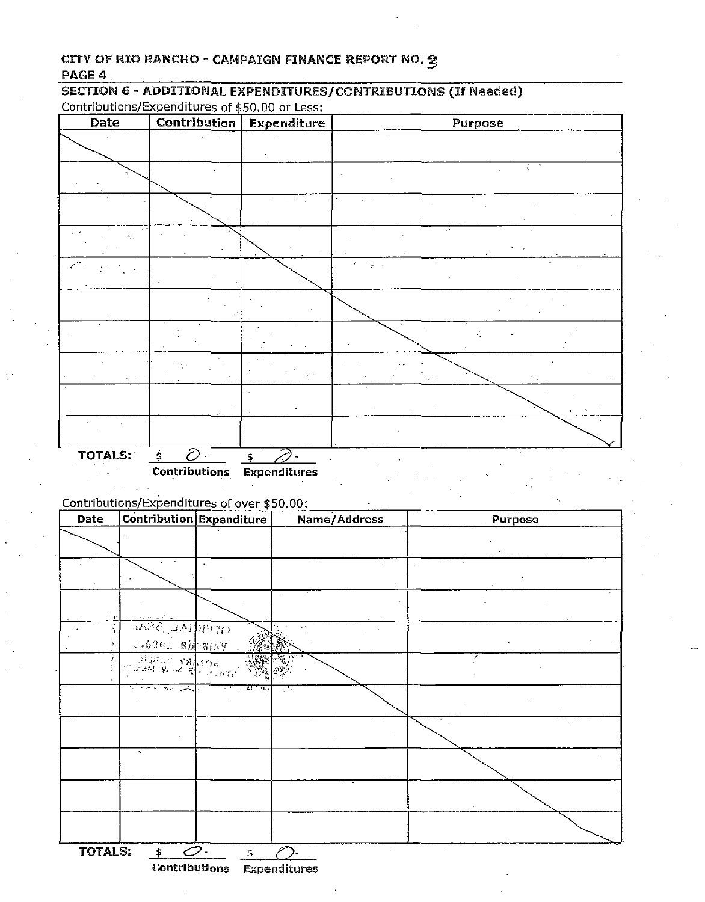CITY OF RIO RANCHO - CAMPAIGN FINANCE REPORT NO. 3

PAGE 4

## SECTION 6 - ADDITIONAL EXPENDITURES/CONTRIBUTIONS (If Needed)

Contributions/Expenditures of $50.00 or Less:

| Date | Contribution | Expenditure | Purpose |
|---|---|---|---|
| | | | |
| | | | |
| | | | |
| | | | |
| | | | |
| | | | |
| | | | |
| | | | |
| | | | |
| | | | |

**TOTALS:** $ 0- (**Contributions**) $ 0- (**Expenditures**)

Contributions/Expenditures of over $50.00:

| Date | Contribution | Expenditure | Name/Address | Purpose |
|---|---|---|---|---|
| | | | | |
| | | | | |
| | | | | |
| | OFFICIAL SEAL | | | |
| | NOTARY PUBLIC STATE OF NEW MEXICO | | | |
| | | | | |
| | | | | |
| | | | | |
| | | | | |
| | | | | |

**TOTALS:** $ 0- (**Contributions**) $ 0- (**Expenditures**)